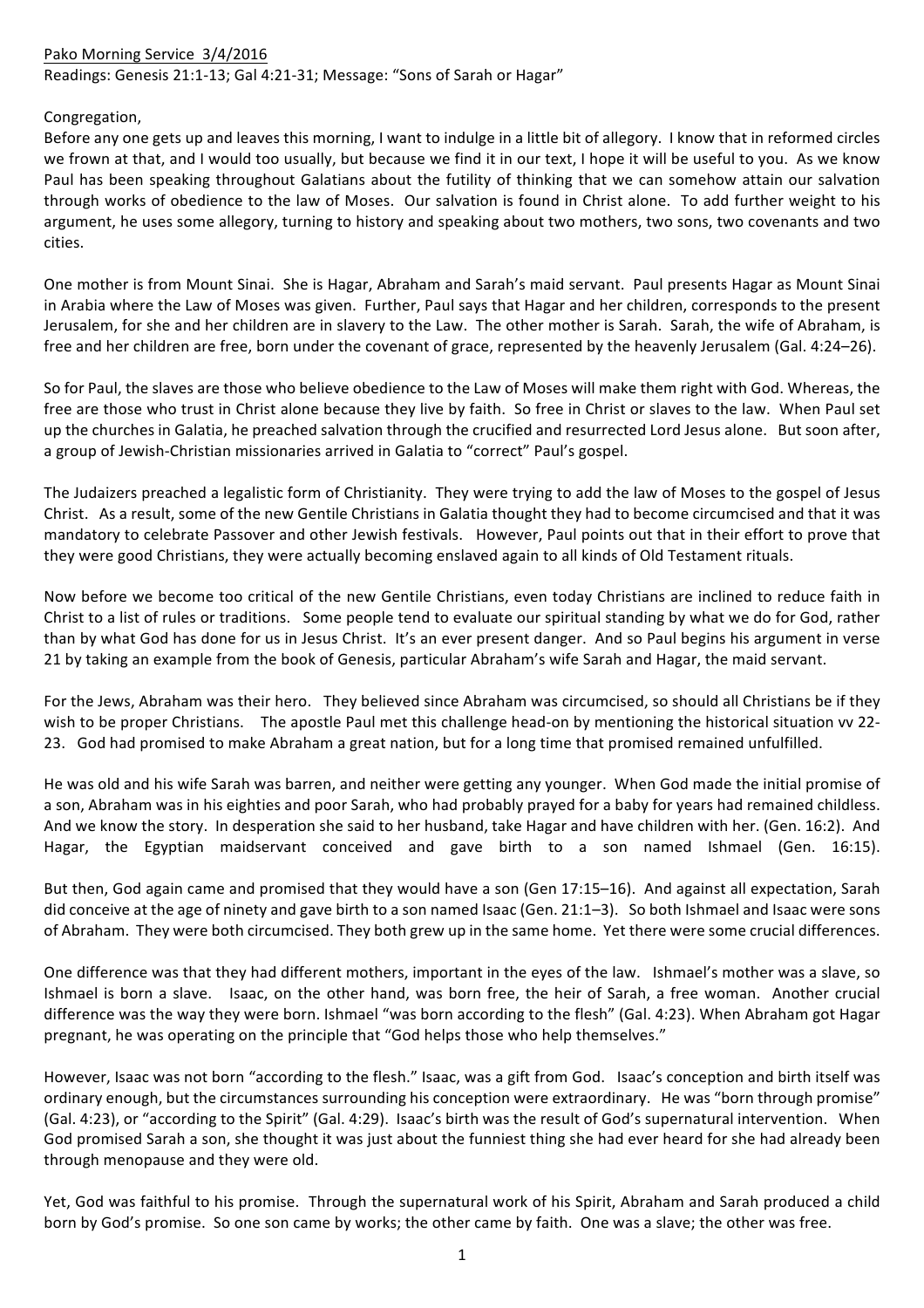Pako Morning Service 3/4/2016

Readings: Genesis 21:1-13; Gal 4:21-31; Message: "Sons of Sarah or Hagar"

Congregation,

Before any one gets up and leaves this morning, I want to indulge in a little bit of allegory. I know that in reformed circles we frown at that, and I would too usually, but because we find it in our text, I hope it will be useful to you. As we know Paul has been speaking throughout Galatians about the futility of thinking that we can somehow attain our salvation through works of obedience to the law of Moses. Our salvation is found in Christ alone. To add further weight to his argument, he uses some allegory, turning to history and speaking about two mothers, two sons, two covenants and two cities.

One mother is from Mount Sinai. She is Hagar, Abraham and Sarah's maid servant. Paul presents Hagar as Mount Sinai in Arabia where the Law of Moses was given. Further, Paul says that Hagar and her children, corresponds to the present Jerusalem, for she and her children are in slavery to the Law. The other mother is Sarah. Sarah, the wife of Abraham, is free and her children are free, born under the covenant of grace, represented by the heavenly Jerusalem (Gal. 4:24–26).

So for Paul, the slaves are those who believe obedience to the Law of Moses will make them right with God. Whereas, the free are those who trust in Christ alone because they live by faith. So free in Christ or slaves to the law. When Paul set up the churches in Galatia, he preached salvation through the crucified and resurrected Lord Jesus alone. But soon after, a group of Jewish-Christian missionaries arrived in Galatia to "correct" Paul's gospel.

The Judaizers preached a legalistic form of Christianity. They were trying to add the law of Moses to the gospel of Jesus Christ. As a result, some of the new Gentile Christians in Galatia thought they had to become circumcised and that it was mandatory to celebrate Passover and other Jewish festivals. However, Paul points out that in their effort to prove that they were good Christians, they were actually becoming enslaved again to all kinds of Old Testament rituals.

Now before we become too critical of the new Gentile Christians, even today Christians are inclined to reduce faith in Christ to a list of rules or traditions. Some people tend to evaluate our spiritual standing by what we do for God, rather than by what God has done for us in Jesus Christ. It's an ever present danger. And so Paul begins his argument in verse 21 by taking an example from the book of Genesis, particular Abraham's wife Sarah and Hagar, the maid servant.

For the Jews, Abraham was their hero. They believed since Abraham was circumcised, so should all Christians be if they wish to be proper Christians. The apostle Paul met this challenge head-on by mentioning the historical situation vv 22-23. God had promised to make Abraham a great nation, but for a long time that promised remained unfulfilled.

He was old and his wife Sarah was barren, and neither were getting any younger. When God made the initial promise of a son, Abraham was in his eighties and poor Sarah, who had probably prayed for a baby for years had remained childless. And we know the story. In desperation she said to her husband, take Hagar and have children with her. (Gen. 16:2). And Hagar, the Egyptian maidservant conceived and gave birth to a son named Ishmael (Gen. 16:15).

But then, God again came and promised that they would have a son (Gen 17:15–16). And against all expectation, Sarah did conceive at the age of ninety and gave birth to a son named Isaac (Gen. 21:1–3). So both Ishmael and Isaac were sons of Abraham. They were both circumcised. They both grew up in the same home. Yet there were some crucial differences.

One difference was that they had different mothers, important in the eyes of the law. Ishmael's mother was a slave, so Ishmael is born a slave. Isaac, on the other hand, was born free, the heir of Sarah, a free woman. Another crucial difference was the way they were born. Ishmael "was born according to the flesh" (Gal. 4:23). When Abraham got Hagar pregnant, he was operating on the principle that "God helps those who help themselves."

However, Isaac was not born "according to the flesh." Isaac, was a gift from God. Isaac's conception and birth itself was ordinary enough, but the circumstances surrounding his conception were extraordinary. He was "born through promise" (Gal. 4:23), or "according to the Spirit" (Gal. 4:29). Isaac's birth was the result of God's supernatural intervention. When God promised Sarah a son, she thought it was just about the funniest thing she had ever heard for she had already been through menopause and they were old.

Yet, God was faithful to his promise. Through the supernatural work of his Spirit, Abraham and Sarah produced a child born by God's promise. So one son came by works; the other came by faith. One was a slave; the other was free.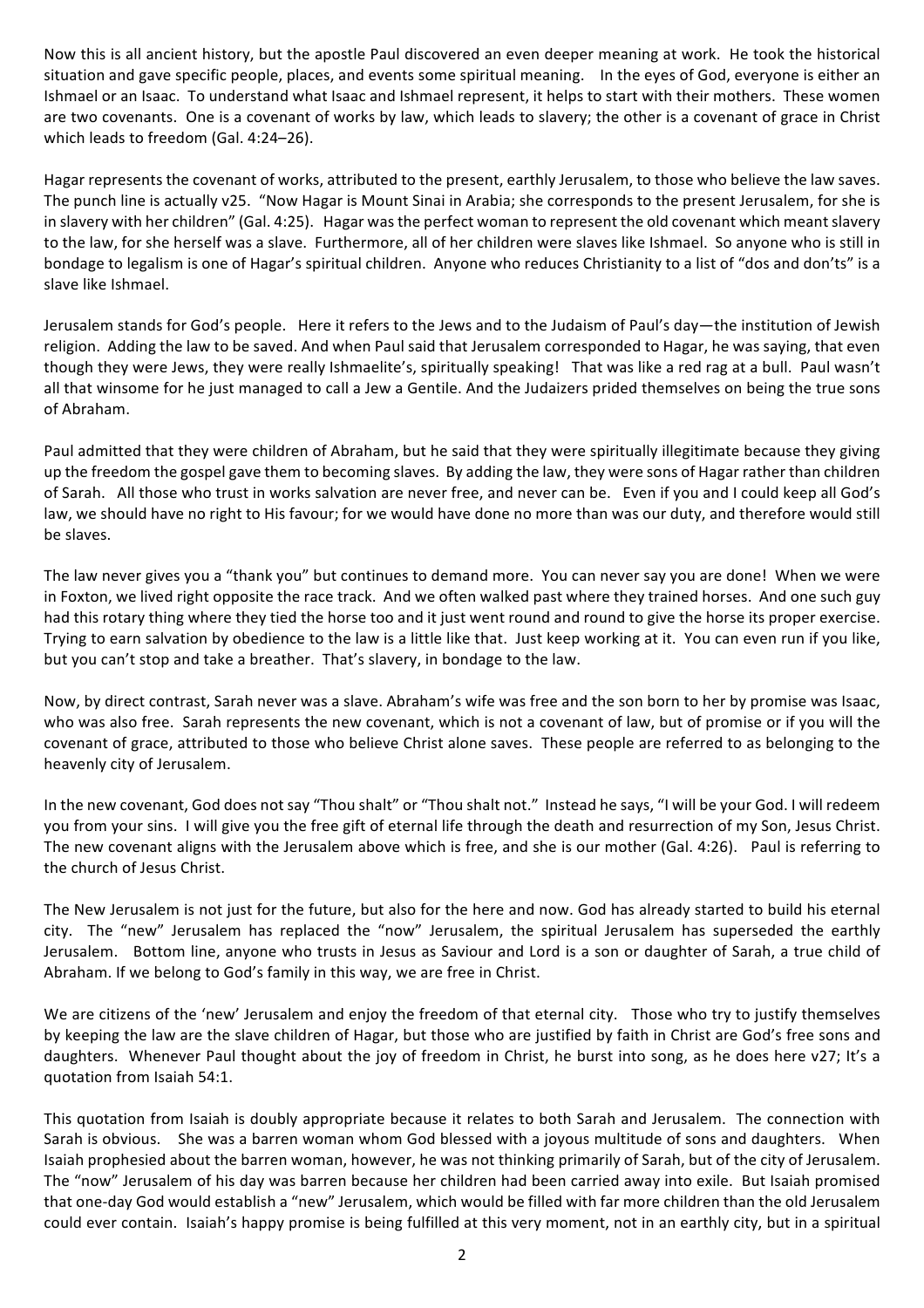Now this is all ancient history, but the apostle Paul discovered an even deeper meaning at work. He took the historical situation and gave specific people, places, and events some spiritual meaning. In the eyes of God, everyone is either an Ishmael or an Isaac. To understand what Isaac and Ishmael represent, it helps to start with their mothers. These women are two covenants. One is a covenant of works by law, which leads to slavery; the other is a covenant of grace in Christ which leads to freedom (Gal. 4:24–26).

Hagar represents the covenant of works, attributed to the present, earthly Jerusalem, to those who believe the law saves. The punch line is actually v25. "Now Hagar is Mount Sinai in Arabia; she corresponds to the present Jerusalem, for she is in slavery with her children" (Gal. 4:25). Hagar was the perfect woman to represent the old covenant which meant slavery to the law, for she herself was a slave. Furthermore, all of her children were slaves like Ishmael. So anyone who is still in bondage to legalism is one of Hagar's spiritual children. Anyone who reduces Christianity to a list of "dos and don'ts" is a slave like Ishmael.

Jerusalem stands for God's people. Here it refers to the Jews and to the Judaism of Paul's day—the institution of Jewish religion. Adding the law to be saved. And when Paul said that Jerusalem corresponded to Hagar, he was saying, that even though they were Jews, they were really Ishmaelite's, spiritually speaking! That was like a red rag at a bull. Paul wasn't all that winsome for he just managed to call a Jew a Gentile. And the Judaizers prided themselves on being the true sons of Abraham.

Paul admitted that they were children of Abraham, but he said that they were spiritually illegitimate because they giving up the freedom the gospel gave them to becoming slaves. By adding the law, they were sons of Hagar rather than children of Sarah. All those who trust in works salvation are never free, and never can be. Even if you and I could keep all God's law, we should have no right to His favour; for we would have done no more than was our duty, and therefore would still be slaves.

The law never gives you a "thank you" but continues to demand more. You can never say you are done! When we were in Foxton, we lived right opposite the race track. And we often walked past where they trained horses. And one such guy had this rotary thing where they tied the horse too and it just went round and round to give the horse its proper exercise. Trying to earn salvation by obedience to the law is a little like that. Just keep working at it. You can even run if you like, but you can't stop and take a breather. That's slavery, in bondage to the law.

Now, by direct contrast, Sarah never was a slave. Abraham's wife was free and the son born to her by promise was Isaac, who was also free. Sarah represents the new covenant, which is not a covenant of law, but of promise or if you will the covenant of grace, attributed to those who believe Christ alone saves. These people are referred to as belonging to the heavenly city of Jerusalem.

In the new covenant, God does not say "Thou shalt" or "Thou shalt not." Instead he says, "I will be your God. I will redeem you from your sins. I will give you the free gift of eternal life through the death and resurrection of my Son, Jesus Christ. The new covenant aligns with the Jerusalem above which is free, and she is our mother (Gal. 4:26). Paul is referring to the church of Jesus Christ.

The New Jerusalem is not just for the future, but also for the here and now. God has already started to build his eternal city. The "new" Jerusalem has replaced the "now" Jerusalem, the spiritual Jerusalem has superseded the earthly Jerusalem. Bottom line, anyone who trusts in Jesus as Saviour and Lord is a son or daughter of Sarah, a true child of Abraham. If we belong to God's family in this way, we are free in Christ.

We are citizens of the 'new' Jerusalem and enjoy the freedom of that eternal city. Those who try to justify themselves by keeping the law are the slave children of Hagar, but those who are justified by faith in Christ are God's free sons and daughters. Whenever Paul thought about the joy of freedom in Christ, he burst into song, as he does here v27; It's a quotation from Isaiah 54:1.

This quotation from Isaiah is doubly appropriate because it relates to both Sarah and Jerusalem. The connection with Sarah is obvious. She was a barren woman whom God blessed with a joyous multitude of sons and daughters. When Isaiah prophesied about the barren woman, however, he was not thinking primarily of Sarah, but of the city of Jerusalem. The "now" Jerusalem of his day was barren because her children had been carried away into exile. But Isaiah promised that one-day God would establish a "new" Jerusalem, which would be filled with far more children than the old Jerusalem could ever contain. Isaiah's happy promise is being fulfilled at this very moment, not in an earthly city, but in a spiritual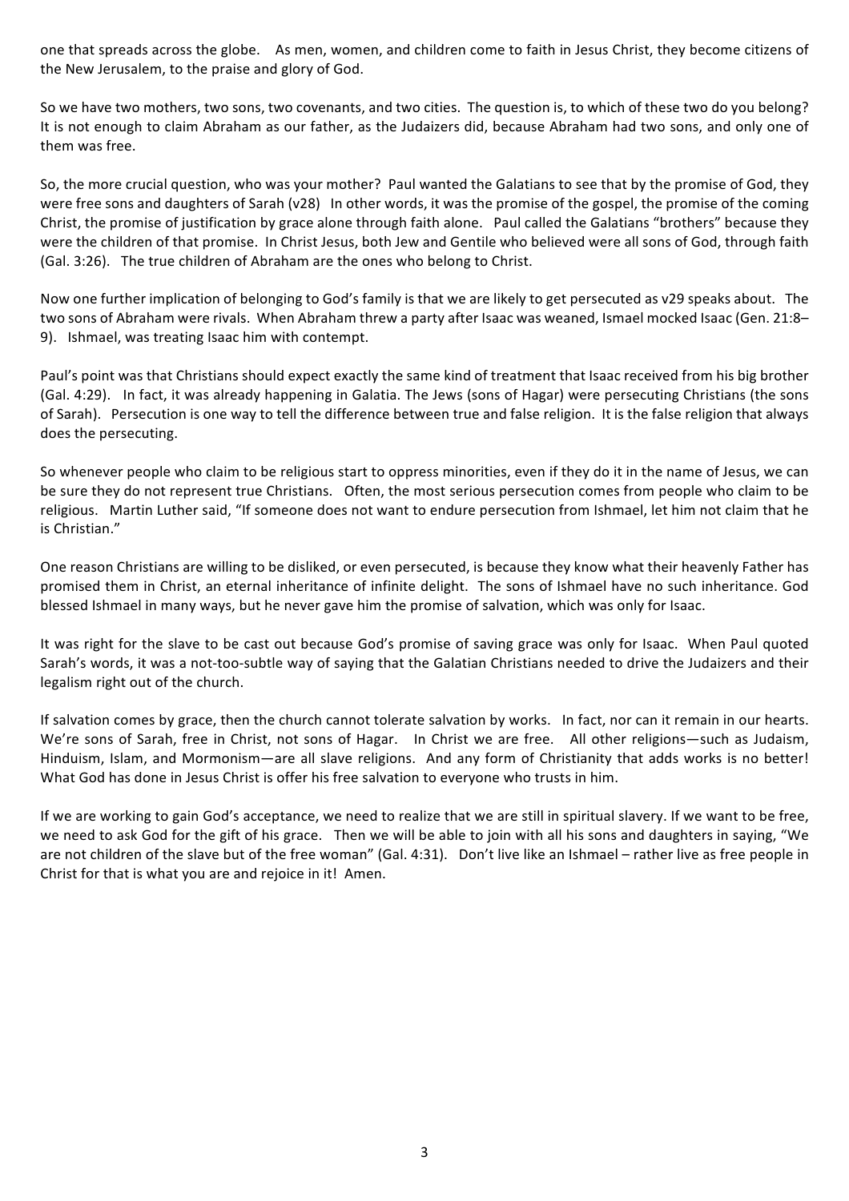one that spreads across the globe. As men, women, and children come to faith in Jesus Christ, they become citizens of the New Jerusalem, to the praise and glory of God.

So we have two mothers, two sons, two covenants, and two cities. The question is, to which of these two do you belong? It is not enough to claim Abraham as our father, as the Judaizers did, because Abraham had two sons, and only one of them was free.

So, the more crucial question, who was your mother? Paul wanted the Galatians to see that by the promise of God, they were free sons and daughters of Sarah (v28) In other words, it was the promise of the gospel, the promise of the coming Christ, the promise of justification by grace alone through faith alone. Paul called the Galatians "brothers" because they were the children of that promise. In Christ Jesus, both Jew and Gentile who believed were all sons of God, through faith (Gal. 3:26). The true children of Abraham are the ones who belong to Christ.

Now one further implication of belonging to God's family is that we are likely to get persecuted as v29 speaks about. The two sons of Abraham were rivals. When Abraham threw a party after Isaac was weaned, Ismael mocked Isaac (Gen. 21:8–9). Ishmael, was treating Isaac him with contempt.

Paul's point was that Christians should expect exactly the same kind of treatment that Isaac received from his big brother (Gal. 4:29). In fact, it was already happening in Galatia. The Jews (sons of Hagar) were persecuting Christians (the sons of Sarah). Persecution is one way to tell the difference between true and false religion. It is the false religion that always does the persecuting.

So whenever people who claim to be religious start to oppress minorities, even if they do it in the name of Jesus, we can be sure they do not represent true Christians. Often, the most serious persecution comes from people who claim to be religious. Martin Luther said, "If someone does not want to endure persecution from Ishmael, let him not claim that he is Christian."

One reason Christians are willing to be disliked, or even persecuted, is because they know what their heavenly Father has promised them in Christ, an eternal inheritance of infinite delight. The sons of Ishmael have no such inheritance. God blessed Ishmael in many ways, but he never gave him the promise of salvation, which was only for Isaac.

It was right for the slave to be cast out because God's promise of saving grace was only for Isaac. When Paul quoted Sarah's words, it was a not-too-subtle way of saying that the Galatian Christians needed to drive the Judaizers and their legalism right out of the church.

If salvation comes by grace, then the church cannot tolerate salvation by works. In fact, nor can it remain in our hearts. We're sons of Sarah, free in Christ, not sons of Hagar. In Christ we are free. All other religions—such as Judaism, Hinduism, Islam, and Mormonism—are all slave religions. And any form of Christianity that adds works is no better! What God has done in Jesus Christ is offer his free salvation to everyone who trusts in him.

If we are working to gain God's acceptance, we need to realize that we are still in spiritual slavery. If we want to be free, we need to ask God for the gift of his grace. Then we will be able to join with all his sons and daughters in saying, "We are not children of the slave but of the free woman" (Gal. 4:31). Don't live like an Ishmael – rather live as free people in Christ for that is what you are and rejoice in it! Amen.